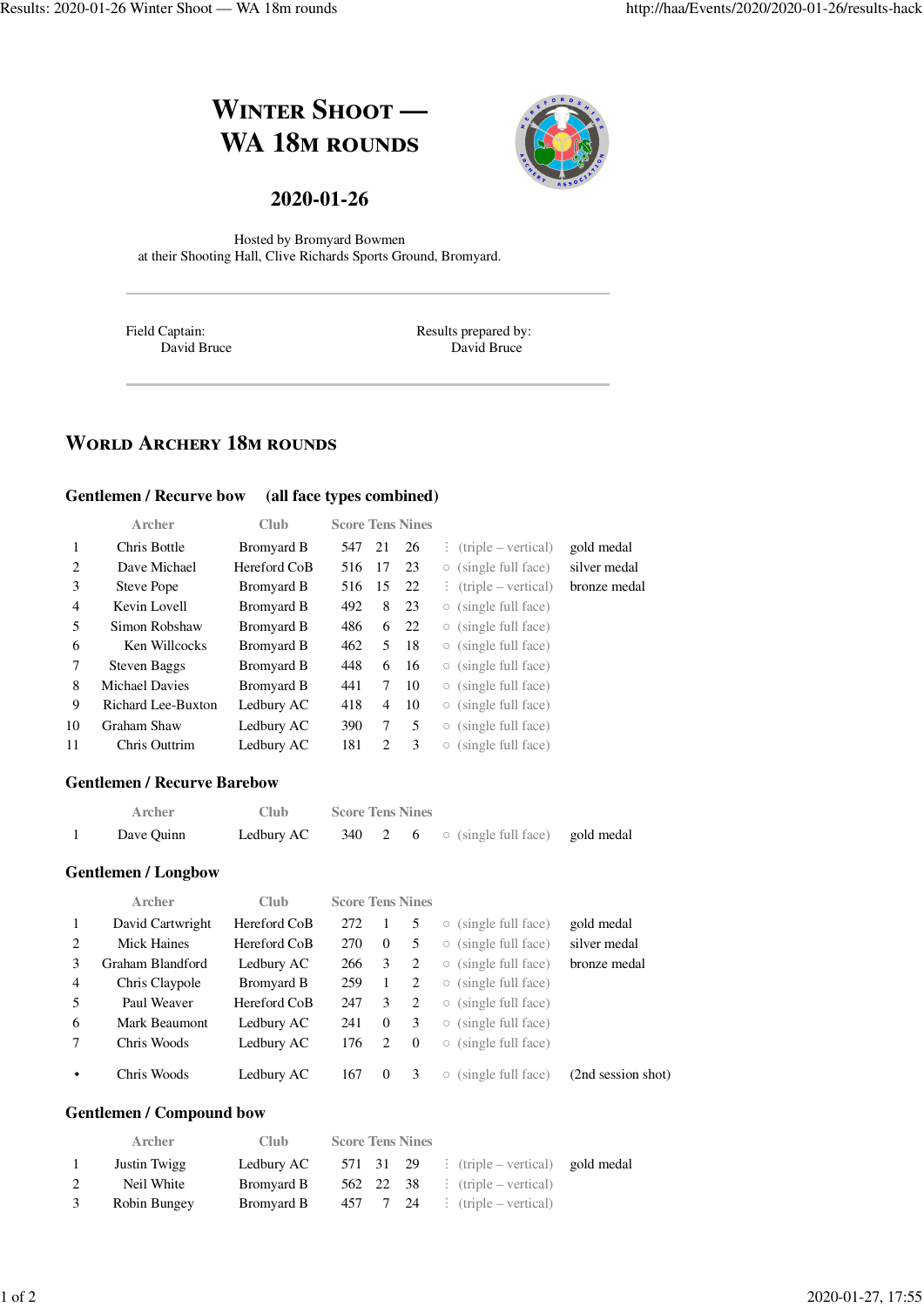# WINTER SHOOT — WA 18M ROUNDS

## 2020-01-26

Hosted by Bromyard Bowmen
at their Shooting Hall, Clive Richards Sports Ground, Bromyard.

Field Captain:
David Bruce

Results prepared by:
David Bruce

## WORLD ARCHERY 18M ROUNDS

### Gentlemen / Recurve bow (all face types combined)

| | Archer | Club | Score | Tens | Nines | | |
|---|---|---|---|---|---|---|---|
| 1 | Chris Bottle | Bromyard B | 547 | 21 | 26 | ⋮ (triple – vertical) | gold medal |
| 2 | Dave Michael | Hereford CoB | 516 | 17 | 23 | ○ (single full face) | silver medal |
| 3 | Steve Pope | Bromyard B | 516 | 15 | 22 | ⋮ (triple – vertical) | bronze medal |
| 4 | Kevin Lovell | Bromyard B | 492 | 8 | 23 | ○ (single full face) | |
| 5 | Simon Robshaw | Bromyard B | 486 | 6 | 22 | ○ (single full face) | |
| 6 | Ken Willcocks | Bromyard B | 462 | 5 | 18 | ○ (single full face) | |
| 7 | Steven Baggs | Bromyard B | 448 | 6 | 16 | ○ (single full face) | |
| 8 | Michael Davies | Bromyard B | 441 | 7 | 10 | ○ (single full face) | |
| 9 | Richard Lee-Buxton | Ledbury AC | 418 | 4 | 10 | ○ (single full face) | |
| 10 | Graham Shaw | Ledbury AC | 390 | 7 | 5 | ○ (single full face) | |
| 11 | Chris Outtrim | Ledbury AC | 181 | 2 | 3 | ○ (single full face) | |

### Gentlemen / Recurve Barebow

| | Archer | Club | Score | Tens | Nines | | |
|---|---|---|---|---|---|---|---|
| 1 | Dave Quinn | Ledbury AC | 340 | 2 | 6 | ○ (single full face) | gold medal |

### Gentlemen / Longbow

| | Archer | Club | Score | Tens | Nines | | |
|---|---|---|---|---|---|---|---|
| 1 | David Cartwright | Hereford CoB | 272 | 1 | 5 | ○ (single full face) | gold medal |
| 2 | Mick Haines | Hereford CoB | 270 | 0 | 5 | ○ (single full face) | silver medal |
| 3 | Graham Blandford | Ledbury AC | 266 | 3 | 2 | ○ (single full face) | bronze medal |
| 4 | Chris Claypole | Bromyard B | 259 | 1 | 2 | ○ (single full face) | |
| 5 | Paul Weaver | Hereford CoB | 247 | 3 | 2 | ○ (single full face) | |
| 6 | Mark Beaumont | Ledbury AC | 241 | 0 | 3 | ○ (single full face) | |
| 7 | Chris Woods | Ledbury AC | 176 | 2 | 0 | ○ (single full face) | |
| • | Chris Woods | Ledbury AC | 167 | 0 | 3 | ○ (single full face) | (2nd session shot) |

### Gentlemen / Compound bow

| | Archer | Club | Score | Tens | Nines | | |
|---|---|---|---|---|---|---|---|
| 1 | Justin Twigg | Ledbury AC | 571 | 31 | 29 | ⋮ (triple – vertical) | gold medal |
| 2 | Neil White | Bromyard B | 562 | 22 | 38 | ⋮ (triple – vertical) | |
| 3 | Robin Bungey | Bromyard B | 457 | 7 | 24 | ⋮ (triple – vertical) | |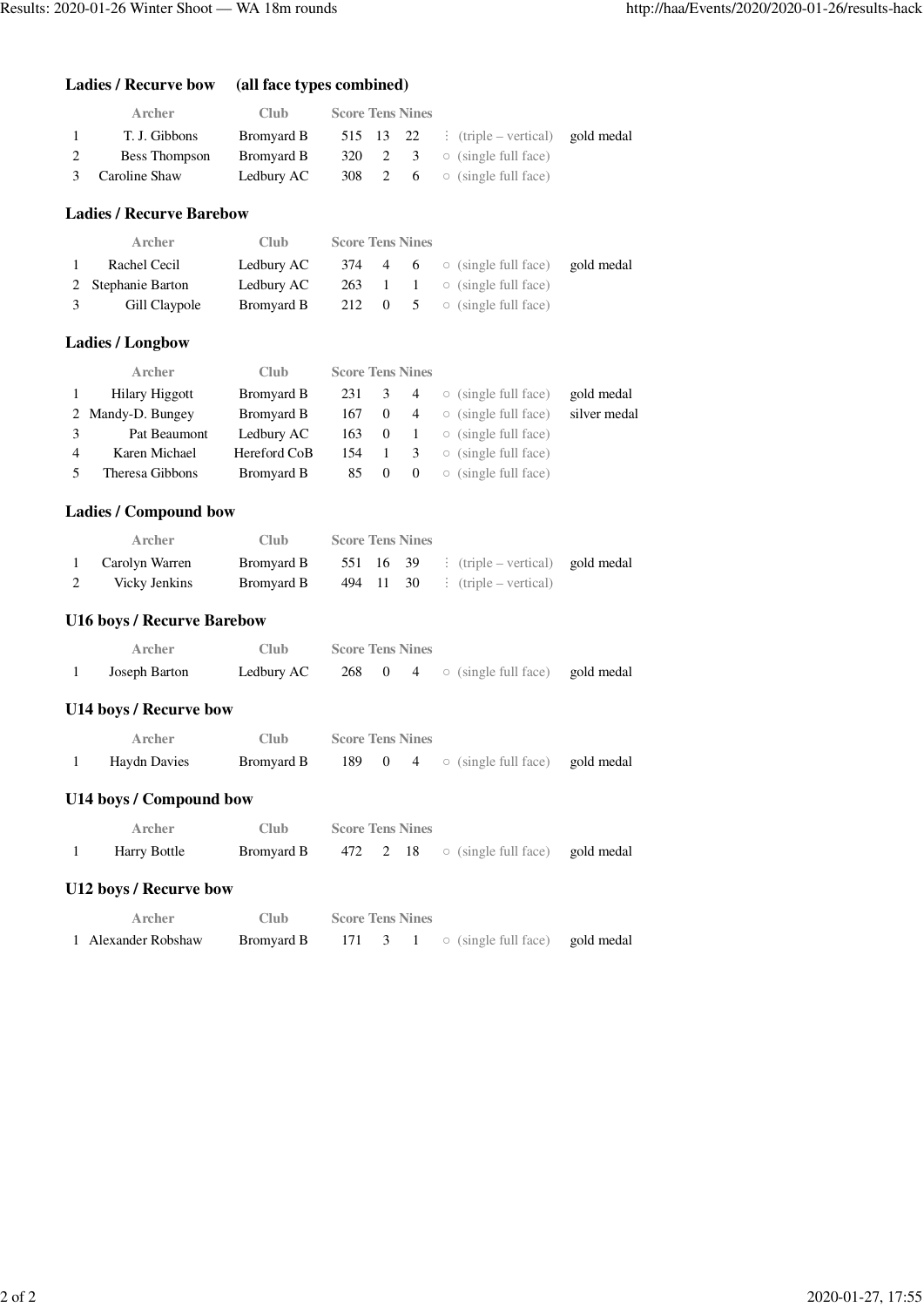### Ladies / Recurve bow (all face types combined)

| | Archer | Club | Score | Tens | Nines | | |
|---|---|---|---|---|---|---|---|
| 1 | T. J. Gibbons | Bromyard B | 515 | 13 | 22 | ⋮ (triple – vertical) | gold medal |
| 2 | Bess Thompson | Bromyard B | 320 | 2 | 3 | ○ (single full face) | |
| 3 | Caroline Shaw | Ledbury AC | 308 | 2 | 6 | ○ (single full face) | |

### Ladies / Recurve Barebow

| | Archer | Club | Score | Tens | Nines | | |
|---|---|---|---|---|---|---|---|
| 1 | Rachel Cecil | Ledbury AC | 374 | 4 | 6 | ○ (single full face) | gold medal |
| 2 | Stephanie Barton | Ledbury AC | 263 | 1 | 1 | ○ (single full face) | |
| 3 | Gill Claypole | Bromyard B | 212 | 0 | 5 | ○ (single full face) | |

### Ladies / Longbow

| | Archer | Club | Score | Tens | Nines | | |
|---|---|---|---|---|---|---|---|
| 1 | Hilary Higgott | Bromyard B | 231 | 3 | 4 | ○ (single full face) | gold medal |
| 2 | Mandy-D. Bungey | Bromyard B | 167 | 0 | 4 | ○ (single full face) | silver medal |
| 3 | Pat Beaumont | Ledbury AC | 163 | 0 | 1 | ○ (single full face) | |
| 4 | Karen Michael | Hereford CoB | 154 | 1 | 3 | ○ (single full face) | |
| 5 | Theresa Gibbons | Bromyard B | 85 | 0 | 0 | ○ (single full face) | |

### Ladies / Compound bow

| | Archer | Club | Score | Tens | Nines | | |
|---|---|---|---|---|---|---|---|
| 1 | Carolyn Warren | Bromyard B | 551 | 16 | 39 | ⋮ (triple – vertical) | gold medal |
| 2 | Vicky Jenkins | Bromyard B | 494 | 11 | 30 | ⋮ (triple – vertical) | |

### U16 boys / Recurve Barebow

| | Archer | Club | Score | Tens | Nines | | |
|---|---|---|---|---|---|---|---|
| 1 | Joseph Barton | Ledbury AC | 268 | 0 | 4 | ○ (single full face) | gold medal |

### U14 boys / Recurve bow

| | Archer | Club | Score | Tens | Nines | | |
|---|---|---|---|---|---|---|---|
| 1 | Haydn Davies | Bromyard B | 189 | 0 | 4 | ○ (single full face) | gold medal |

### U14 boys / Compound bow

| | Archer | Club | Score | Tens | Nines | | |
|---|---|---|---|---|---|---|---|
| 1 | Harry Bottle | Bromyard B | 472 | 2 | 18 | ○ (single full face) | gold medal |

### U12 boys / Recurve bow

| | Archer | Club | Score | Tens | Nines | | |
|---|---|---|---|---|---|---|---|
| 1 | Alexander Robshaw | Bromyard B | 171 | 3 | 1 | ○ (single full face) | gold medal |